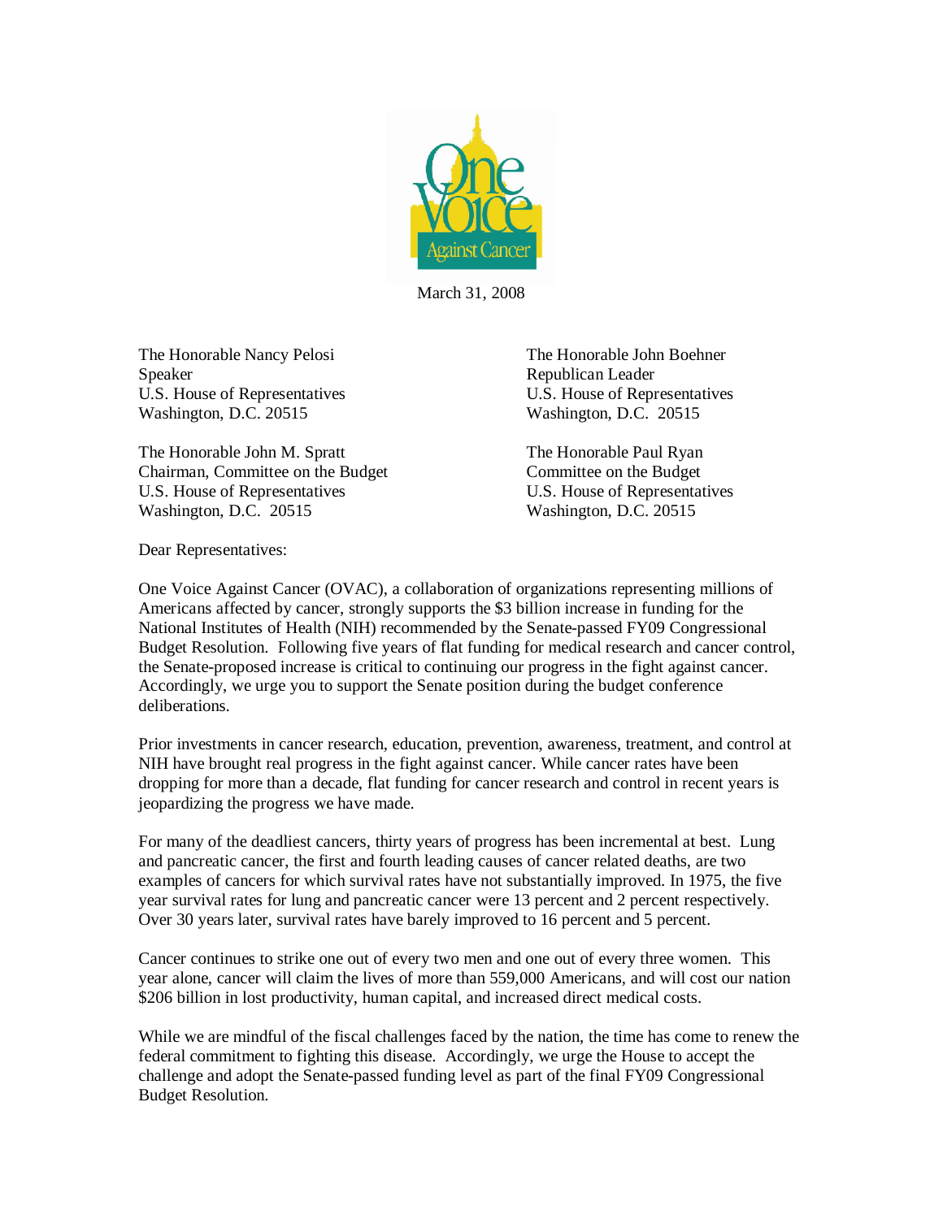March 31, 2008

The Honorable Nancy Pelosi
Speaker
U.S. House of Representatives
Washington, D.C. 20515

The Honorable John Boehner
Republican Leader
U.S. House of Representatives
Washington, D.C. 20515

The Honorable John M. Spratt
Chairman, Committee on the Budget
U.S. House of Representatives
Washington, D.C. 20515

The Honorable Paul Ryan
Committee on the Budget
U.S. House of Representatives
Washington, D.C. 20515

Dear Representatives:

One Voice Against Cancer (OVAC), a collaboration of organizations representing millions of Americans affected by cancer, strongly supports the $3 billion increase in funding for the National Institutes of Health (NIH) recommended by the Senate-passed FY09 Congressional Budget Resolution. Following five years of flat funding for medical research and cancer control, the Senate-proposed increase is critical to continuing our progress in the fight against cancer. Accordingly, we urge you to support the Senate position during the budget conference deliberations.

Prior investments in cancer research, education, prevention, awareness, treatment, and control at NIH have brought real progress in the fight against cancer. While cancer rates have been dropping for more than a decade, flat funding for cancer research and control in recent years is jeopardizing the progress we have made.

For many of the deadliest cancers, thirty years of progress has been incremental at best. Lung and pancreatic cancer, the first and fourth leading causes of cancer related deaths, are two examples of cancers for which survival rates have not substantially improved. In 1975, the five year survival rates for lung and pancreatic cancer were 13 percent and 2 percent respectively. Over 30 years later, survival rates have barely improved to 16 percent and 5 percent.

Cancer continues to strike one out of every two men and one out of every three women. This year alone, cancer will claim the lives of more than 559,000 Americans, and will cost our nation $206 billion in lost productivity, human capital, and increased direct medical costs.

While we are mindful of the fiscal challenges faced by the nation, the time has come to renew the federal commitment to fighting this disease. Accordingly, we urge the House to accept the challenge and adopt the Senate-passed funding level as part of the final FY09 Congressional Budget Resolution.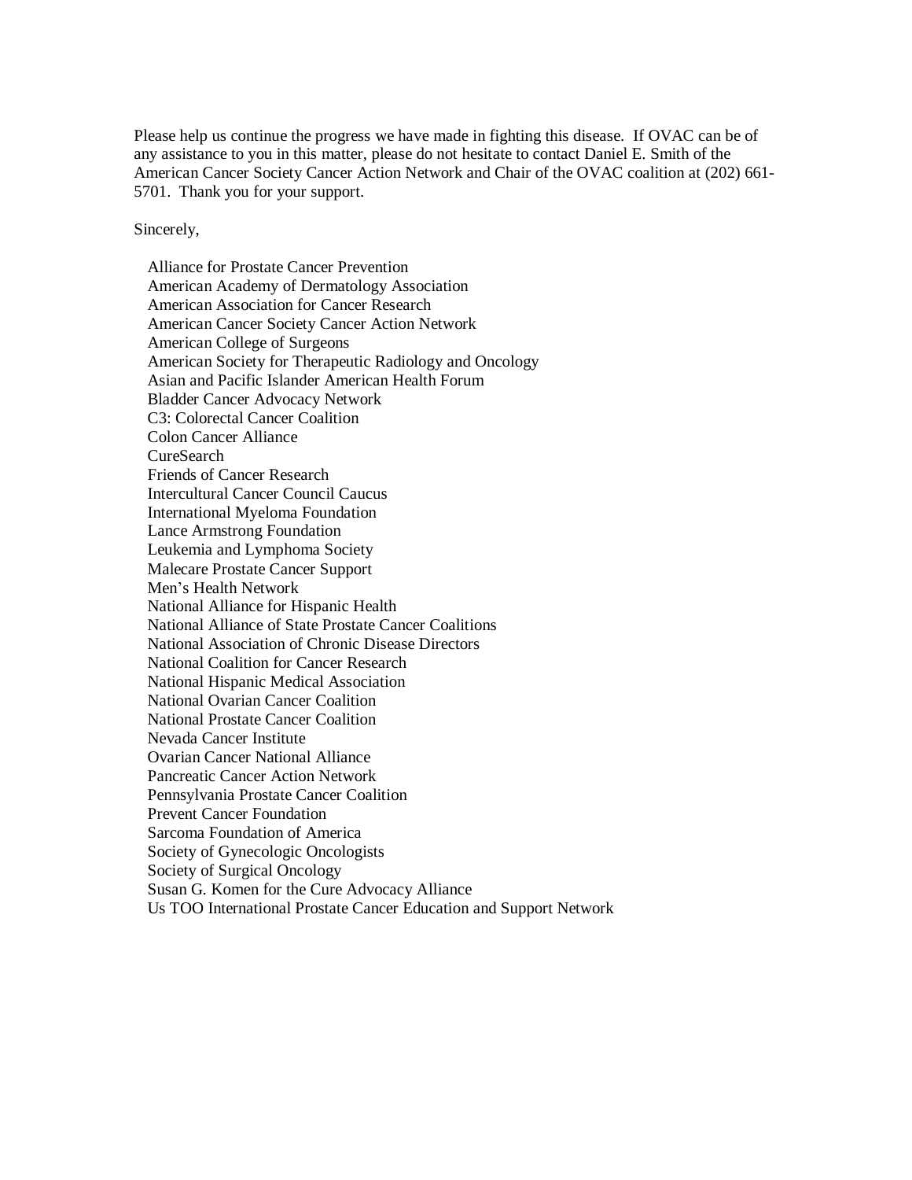Please help us continue the progress we have made in fighting this disease. If OVAC can be of any assistance to you in this matter, please do not hesitate to contact Daniel E. Smith of the American Cancer Society Cancer Action Network and Chair of the OVAC coalition at (202) 661-5701. Thank you for your support.

Sincerely,

Alliance for Prostate Cancer Prevention
American Academy of Dermatology Association
American Association for Cancer Research
American Cancer Society Cancer Action Network
American College of Surgeons
American Society for Therapeutic Radiology and Oncology
Asian and Pacific Islander American Health Forum
Bladder Cancer Advocacy Network
C3: Colorectal Cancer Coalition
Colon Cancer Alliance
CureSearch
Friends of Cancer Research
Intercultural Cancer Council Caucus
International Myeloma Foundation
Lance Armstrong Foundation
Leukemia and Lymphoma Society
Malecare Prostate Cancer Support
Men's Health Network
National Alliance for Hispanic Health
National Alliance of State Prostate Cancer Coalitions
National Association of Chronic Disease Directors
National Coalition for Cancer Research
National Hispanic Medical Association
National Ovarian Cancer Coalition
National Prostate Cancer Coalition
Nevada Cancer Institute
Ovarian Cancer National Alliance
Pancreatic Cancer Action Network
Pennsylvania Prostate Cancer Coalition
Prevent Cancer Foundation
Sarcoma Foundation of America
Society of Gynecologic Oncologists
Society of Surgical Oncology
Susan G. Komen for the Cure Advocacy Alliance
Us TOO International Prostate Cancer Education and Support Network